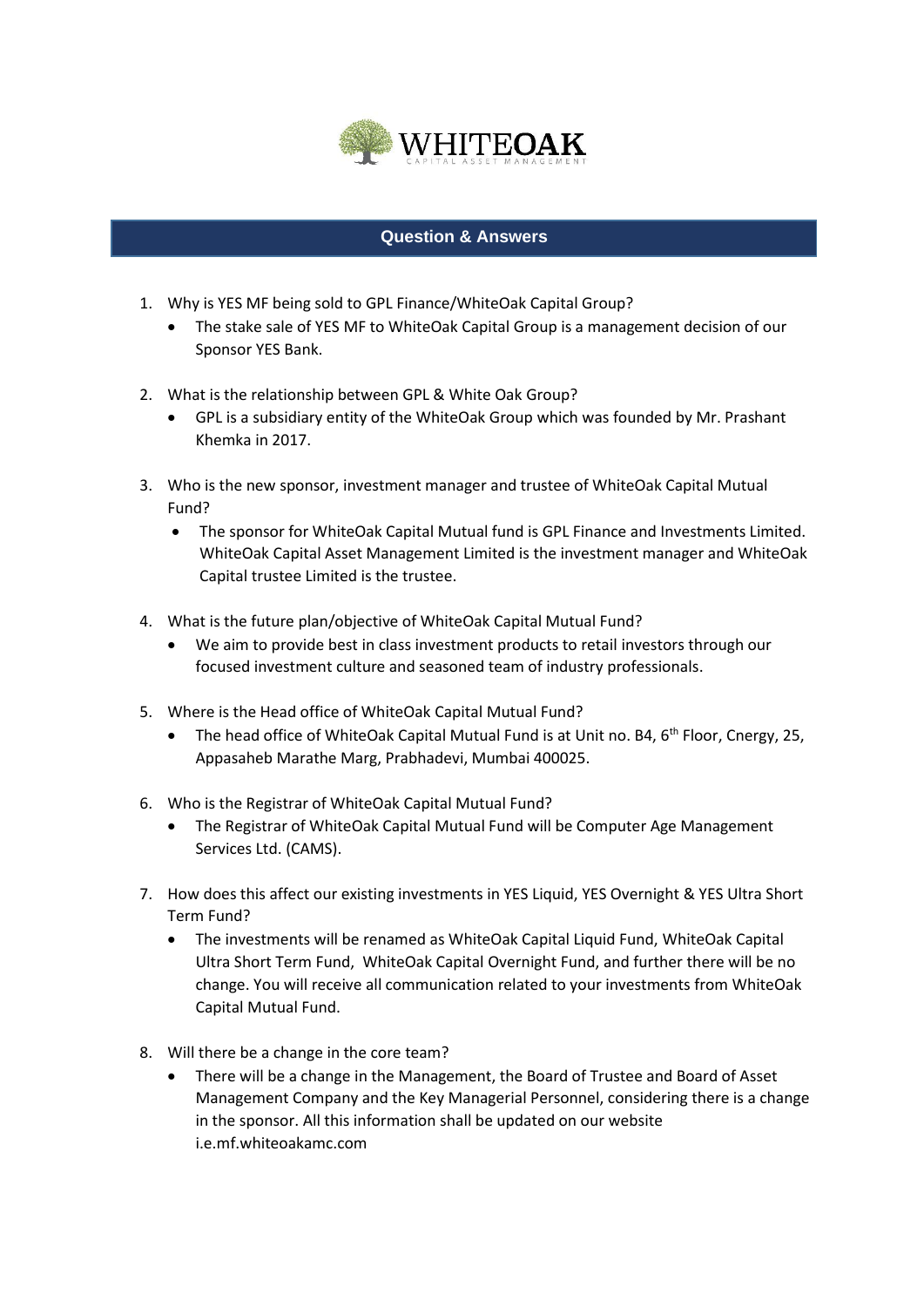## Question & Answers

1. Why is YES MF being sold to GPL Finance/WhiteOak Capital Group?
   - The stake sale of YES MF to WhiteOak Capital Group is a management decision of our Sponsor YES Bank.

2. What is the relationship between GPL & White Oak Group?
   - GPL is a subsidiary entity of the WhiteOak Group which was founded by Mr. Prashant Khemka in 2017.

3. Who is the new sponsor, investment manager and trustee of WhiteOak Capital Mutual Fund?
   - The sponsor for WhiteOak Capital Mutual fund is GPL Finance and Investments Limited. WhiteOak Capital Asset Management Limited is the investment manager and WhiteOak Capital trustee Limited is the trustee.

4. What is the future plan/objective of WhiteOak Capital Mutual Fund?
   - We aim to provide best in class investment products to retail investors through our focused investment culture and seasoned team of industry professionals.

5. Where is the Head office of WhiteOak Capital Mutual Fund?
   - The head office of WhiteOak Capital Mutual Fund is at Unit no. B4, 6th Floor, Cnergy, 25, Appasaheb Marathe Marg, Prabhadevi, Mumbai 400025.

6. Who is the Registrar of WhiteOak Capital Mutual Fund?
   - The Registrar of WhiteOak Capital Mutual Fund will be Computer Age Management Services Ltd. (CAMS).

7. How does this affect our existing investments in YES Liquid, YES Overnight & YES Ultra Short Term Fund?
   - The investments will be renamed as WhiteOak Capital Liquid Fund, WhiteOak Capital Ultra Short Term Fund, WhiteOak Capital Overnight Fund, and further there will be no change. You will receive all communication related to your investments from WhiteOak Capital Mutual Fund.

8. Will there be a change in the core team?
   - There will be a change in the Management, the Board of Trustee and Board of Asset Management Company and the Key Managerial Personnel, considering there is a change in the sponsor. All this information shall be updated on our website i.e.mf.whiteoakamc.com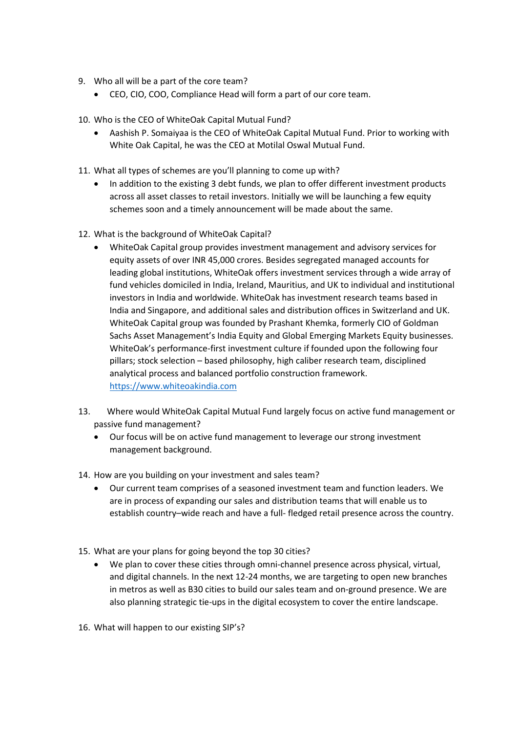9. Who all will be a part of the core team?
    - CEO, CIO, COO, Compliance Head will form a part of our core team.

10. Who is the CEO of WhiteOak Capital Mutual Fund?
    - Aashish P. Somaiyaa is the CEO of WhiteOak Capital Mutual Fund. Prior to working with White Oak Capital, he was the CEO at Motilal Oswal Mutual Fund.

11. What all types of schemes are you'll planning to come up with?
    - In addition to the existing 3 debt funds, we plan to offer different investment products across all asset classes to retail investors. Initially we will be launching a few equity schemes soon and a timely announcement will be made about the same.

12. What is the background of WhiteOak Capital?
    - WhiteOak Capital group provides investment management and advisory services for equity assets of over INR 45,000 crores. Besides segregated managed accounts for leading global institutions, WhiteOak offers investment services through a wide array of fund vehicles domiciled in India, Ireland, Mauritius, and UK to individual and institutional investors in India and worldwide. WhiteOak has investment research teams based in India and Singapore, and additional sales and distribution offices in Switzerland and UK. WhiteOak Capital group was founded by Prashant Khemka, formerly CIO of Goldman Sachs Asset Management's India Equity and Global Emerging Markets Equity businesses. WhiteOak's performance-first investment culture if founded upon the following four pillars; stock selection – based philosophy, high caliber research team, disciplined analytical process and balanced portfolio construction framework. [https://www.whiteoakindia.com](https://www.whiteoakindia.com)

13. Where would WhiteOak Capital Mutual Fund largely focus on active fund management or passive fund management?
    - Our focus will be on active fund management to leverage our strong investment management background.

14. How are you building on your investment and sales team?
    - Our current team comprises of a seasoned investment team and function leaders. We are in process of expanding our sales and distribution teams that will enable us to establish country–wide reach and have a full- fledged retail presence across the country.

15. What are your plans for going beyond the top 30 cities?
    - We plan to cover these cities through omni-channel presence across physical, virtual, and digital channels. In the next 12-24 months, we are targeting to open new branches in metros as well as B30 cities to build our sales team and on-ground presence. We are also planning strategic tie-ups in the digital ecosystem to cover the entire landscape.

16. What will happen to our existing SIP's?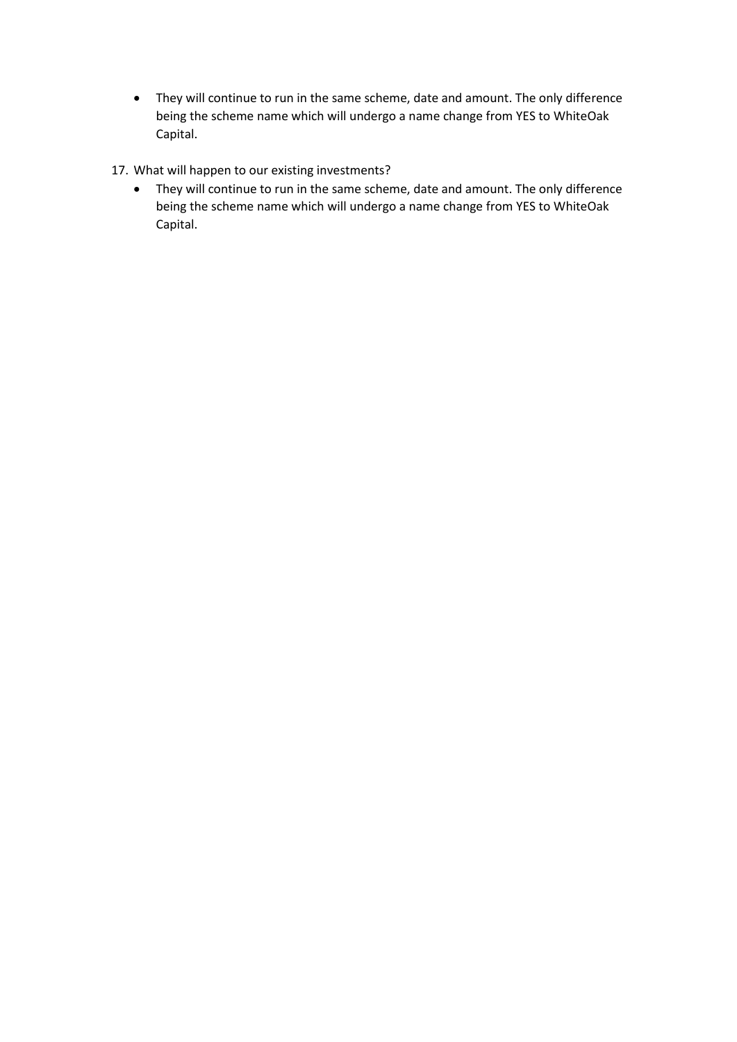- They will continue to run in the same scheme, date and amount. The only difference being the scheme name which will undergo a name change from YES to WhiteOak Capital.

17. What will happen to our existing investments?
    - They will continue to run in the same scheme, date and amount. The only difference being the scheme name which will undergo a name change from YES to WhiteOak Capital.